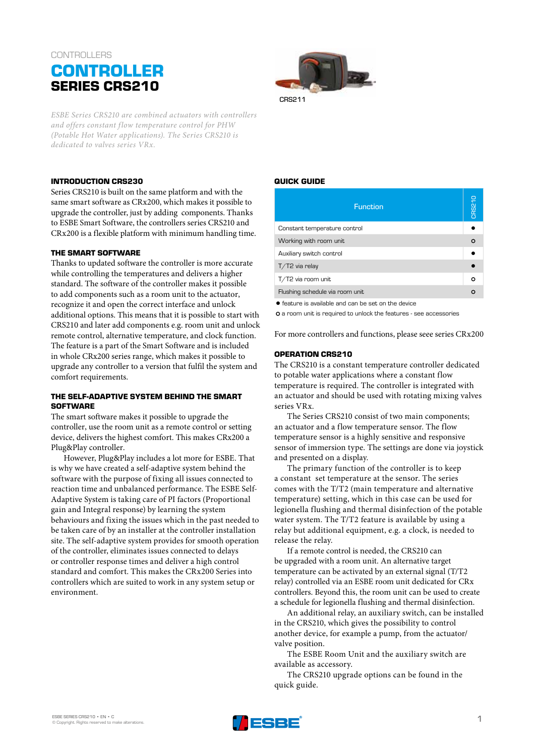CONTROLLERS

# CONTROLLER
## SERIES CRS210

CRS211

*ESBE Series CRS210 are combined actuators with controllers and offers constant flow temperature control for PHW (Potable Hot Water applications). The Series CRS210 is dedicated to valves series VRx.*

### INTRODUCTION CRS230

Series CRS210 is built on the same platform and with the same smart software as CRx200, which makes it possible to upgrade the controller, just by adding components. Thanks to ESBE Smart Software, the controllers series CRS210 and CRx200 is a flexible platform with minimum handling time.

### THE SMART SOFTWARE

Thanks to updated software the controller is more accurate while controlling the temperatures and delivers a higher standard. The software of the controller makes it possible to add components such as a room unit to the actuator, recognize it and open the correct interface and unlock additional options. This means that it is possible to start with CRS210 and later add components e.g. room unit and unlock remote control, alternative temperature, and clock function. The feature is a part of the Smart Software and is included in whole CRx200 series range, which makes it possible to upgrade any controller to a version that fulfil the system and comfort requirements.

### THE SELF-ADAPTIVE SYSTEM BEHIND THE SMART SOFTWARE

The smart software makes it possible to upgrade the controller, use the room unit as a remote control or setting device, delivers the highest comfort. This makes CRx200 a Plug&Play controller.

However, Plug&Play includes a lot more for ESBE. That is why we have created a self-adaptive system behind the software with the purpose of fixing all issues connected to reaction time and unbalanced performance. The ESBE Self-Adaptive System is taking care of PI factors (Proportional gain and Integral response) by learning the system behaviours and fixing the issues which in the past needed to be taken care of by an installer at the controller installation site. The self-adaptive system provides for smooth operation of the controller, eliminates issues connected to delays or controller response times and deliver a high control standard and comfort. This makes the CRx200 Series into controllers which are suited to work in any system setup or environment.

### QUICK GUIDE

| Function | CRS210 |
|---|---|
| Constant temperature control | ● |
| Working with room unit | o |
| Auxiliary switch control | ● |
| T/T2 via relay | ● |
| T/T2 via room unit | o |
| Flushing schedule via room unit | o |

● feature is available and can be set on the device

o a room unit is required to unlock the features - see accessories

For more controllers and functions, please seee series CRx200

### OPERATION CRS210

The CRS210 is a constant temperature controller dedicated to potable water applications where a constant flow temperature is required. The controller is integrated with an actuator and should be used with rotating mixing valves series VRx.

The Series CRS210 consist of two main components; an actuator and a flow temperature sensor. The flow temperature sensor is a highly sensitive and responsive sensor of immersion type. The settings are done via joystick and presented on a display.

The primary function of the controller is to keep a constant set temperature at the sensor. The series comes with the T/T2 (main temperature and alternative temperature) setting, which in this case can be used for legionella flushing and thermal disinfection of the potable water system. The T/T2 feature is available by using a relay but additional equipment, e.g. a clock, is needed to release the relay.

If a remote control is needed, the CRS210 can be upgraded with a room unit. An alternative target temperature can be activated by an external signal (T/T2 relay) controlled via an ESBE room unit dedicated for CRx controllers. Beyond this, the room unit can be used to create a schedule for legionella flushing and thermal disinfection.

An additional relay, an auxiliary switch, can be installed in the CRS210, which gives the possibility to control another device, for example a pump, from the actuator/valve position.

The ESBE Room Unit and the auxiliary switch are available as accessory.

The CRS210 upgrade options can be found in the quick guide.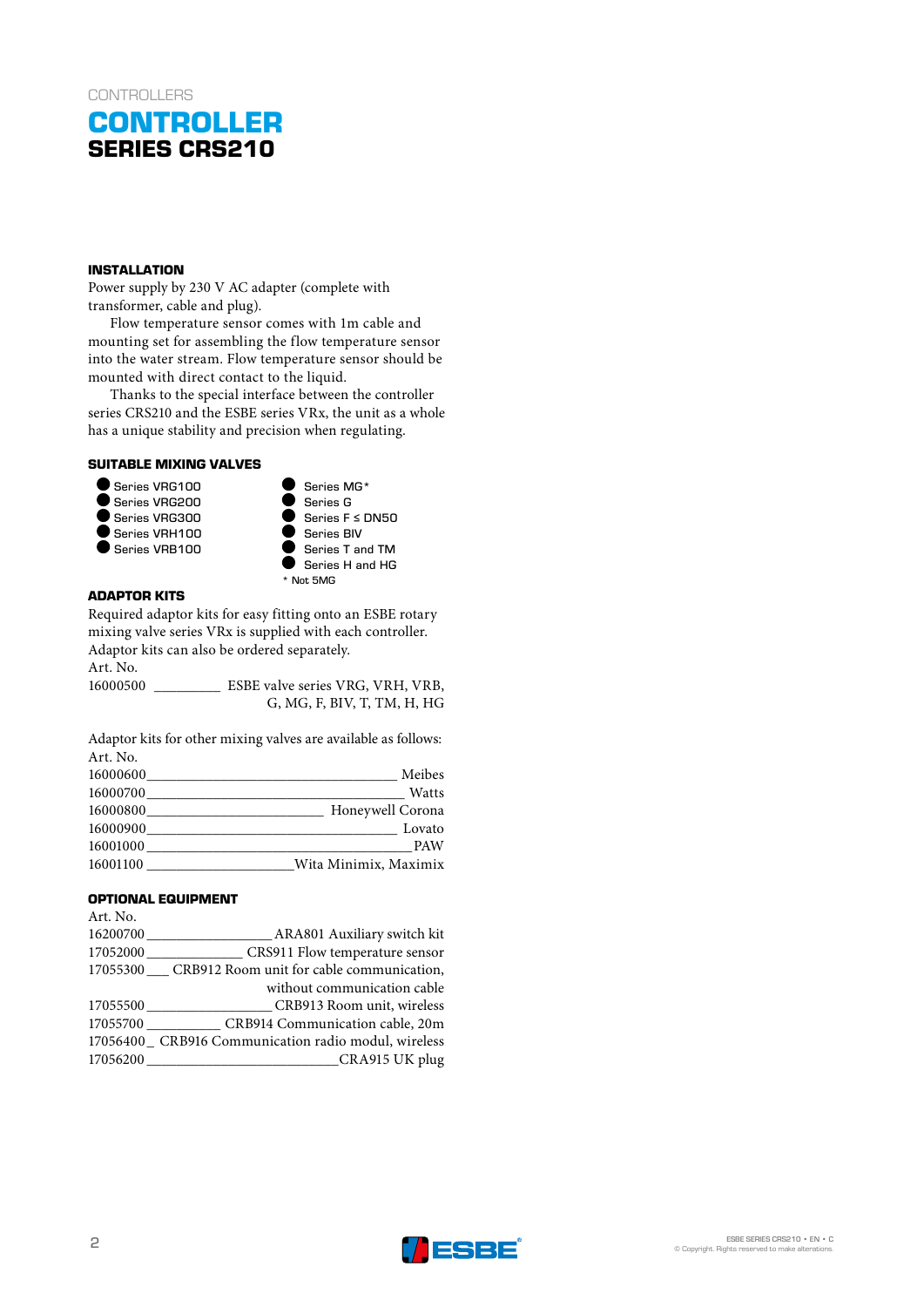CONTROLLERS

# CONTROLLER
## SERIES CRS210

### INSTALLATION

Power supply by 230 V AC adapter (complete with transformer, cable and plug).

Flow temperature sensor comes with 1m cable and mounting set for assembling the flow temperature sensor into the water stream. Flow temperature sensor should be mounted with direct contact to the liquid.

Thanks to the special interface between the controller series CRS210 and the ESBE series VRx, the unit as a whole has a unique stability and precision when regulating.

### SUITABLE MIXING VALVES

- Series VRG100
- Series VRG200
- Series VRG300
- Series VRH100
- Series VRB100
- Series MG*
- Series G
- Series F ≤ DN50
- Series BIV
- Series T and TM
- Series H and HG

\* Not 5MG

### ADAPTOR KITS

Required adaptor kits for easy fitting onto an ESBE rotary mixing valve series VRx is supplied with each controller. Adaptor kits can also be ordered separately.

| Art. No. | |
|---|---|
| 16000500 | ESBE valve series VRG, VRH, VRB, G, MG, F, BIV, T, TM, H, HG |

Adaptor kits for other mixing valves are available as follows:

| Art. No. | |
|---|---|
| 16000600 | Meibes |
| 16000700 | Watts |
| 16000800 | Honeywell Corona |
| 16000900 | Lovato |
| 16001000 | PAW |
| 16001100 | Wita Minimix, Maximix |

### OPTIONAL EQUIPMENT

| Art. No. | |
|---|---|
| 16200700 | ARA801 Auxiliary switch kit |
| 17052000 | CRS911 Flow temperature sensor |
| 17055300 | CRB912 Room unit for cable communication, without communication cable |
| 17055500 | CRB913 Room unit, wireless |
| 17055700 | CRB914 Communication cable, 20m |
| 17056400 | CRB916 Communication radio modul, wireless |
| 17056200 | CRA915 UK plug |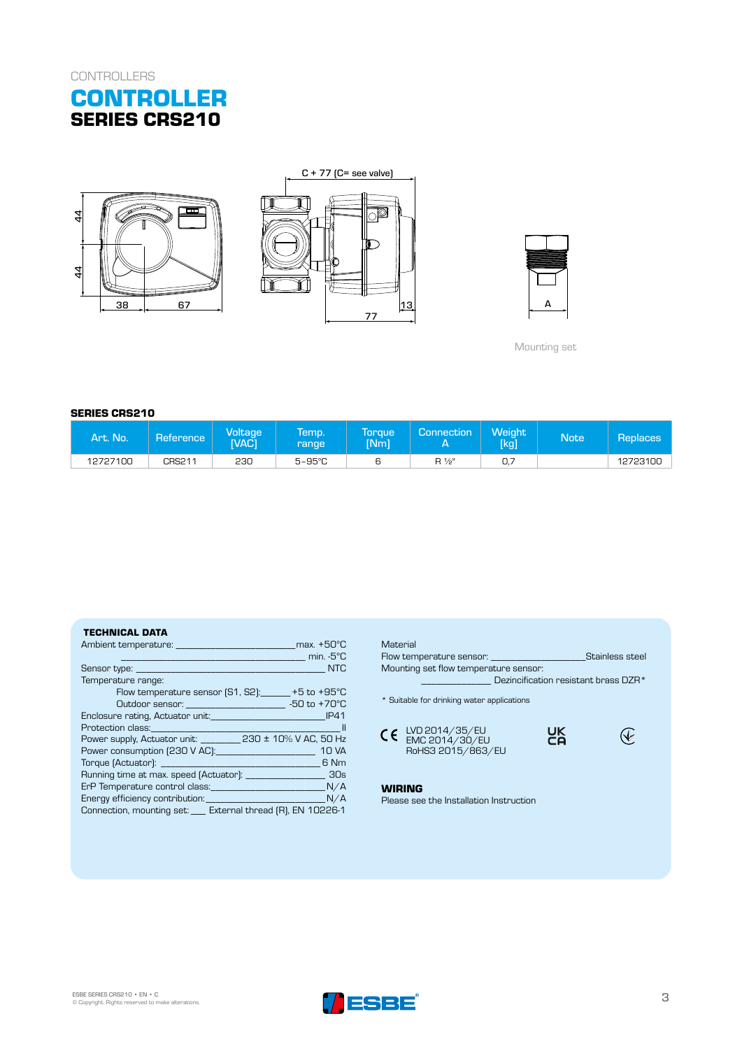CONTROLLERS

# CONTROLLER
## SERIES CRS210

Mounting set

### SERIES CRS210

| Art. No. | Reference | Voltage [VAC] | Temp. range | Torque [Nm] | Connection A | Weight [kg] | Note | Replaces |
|---|---|---|---|---|---|---|---|---|
| 12727100 | CRS211 | 230 | 5–95°C | 6 | R ½" | 0,7 | | 12723100 |

### TECHNICAL DATA

Ambient temperature: max. +50°C
min. -5°C
Sensor type: NTC
Temperature range:
- Flow temperature sensor (S1, S2): +5 to +95°C
- Outdoor sensor: -50 to +70°C

Enclosure rating, Actuator unit: IP41
Protection class: II
Power supply, Actuator unit: 230 ± 10% V AC, 50 Hz
Power consumption (230 V AC): 10 VA
Torque (Actuator): 6 Nm
Running time at max. speed (Actuator): 30s
ErP Temperature control class: N/A
Energy efficiency contribution: N/A
Connection, mounting set: External thread (R), EN 10226-1

Material
Flow temperature sensor: Stainless steel
Mounting set flow temperature sensor:
Dezincification resistant brass DZR*

* Suitable for drinking water applications

CE LVD 2014/35/EU
EMC 2014/30/EU
RoHS3 2015/863/EU

UK CA

### WIRING

Please see the Installation Instruction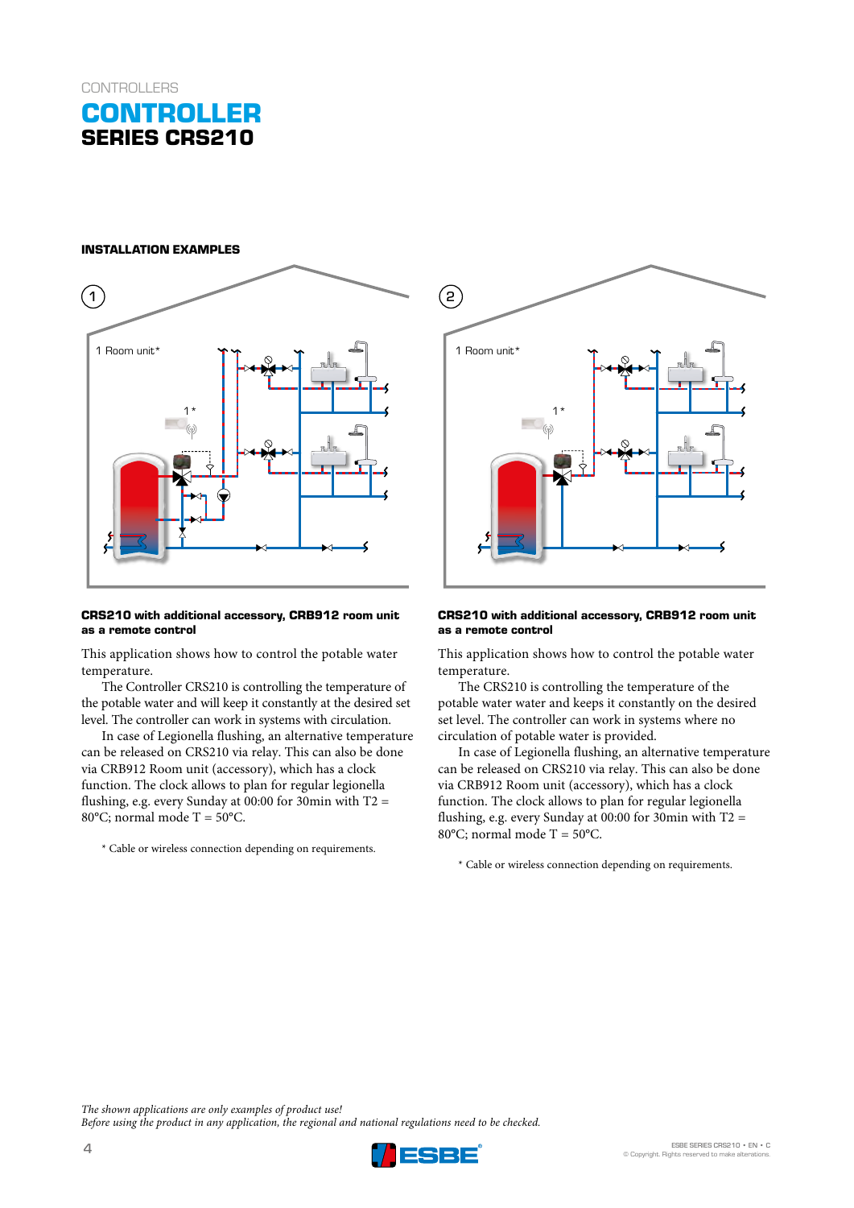CONTROLLERS

# CONTROLLER
## SERIES CRS210

### INSTALLATION EXAMPLES

1

1 Room unit*

1 *

**CRS210 with additional accessory, CRB912 room unit as a remote control**

This application shows how to control the potable water temperature.

The Controller CRS210 is controlling the temperature of the potable water and will keep it constantly at the desired set level. The controller can work in systems with circulation.

In case of Legionella flushing, an alternative temperature can be released on CRS210 via relay. This can also be done via CRB912 Room unit (accessory), which has a clock function. The clock allows to plan for regular legionella flushing, e.g. every Sunday at 00:00 for 30min with T2 = 80°C; normal mode T = 50°C.

\* Cable or wireless connection depending on requirements.

2

1 Room unit*

1 *

**CRS210 with additional accessory, CRB912 room unit as a remote control**

This application shows how to control the potable water temperature.

The CRS210 is controlling the temperature of the potable water water and keeps it constantly on the desired set level. The controller can work in systems where no circulation of potable water is provided.

In case of Legionella flushing, an alternative temperature can be released on CRS210 via relay. This can also be done via CRB912 Room unit (accessory), which has a clock function. The clock allows to plan for regular legionella flushing, e.g. every Sunday at 00:00 for 30min with T2 = 80°C; normal mode T = 50°C.

\* Cable or wireless connection depending on requirements.

*The shown applications are only examples of product use!*
*Before using the product in any application, the regional and national regulations need to be checked.*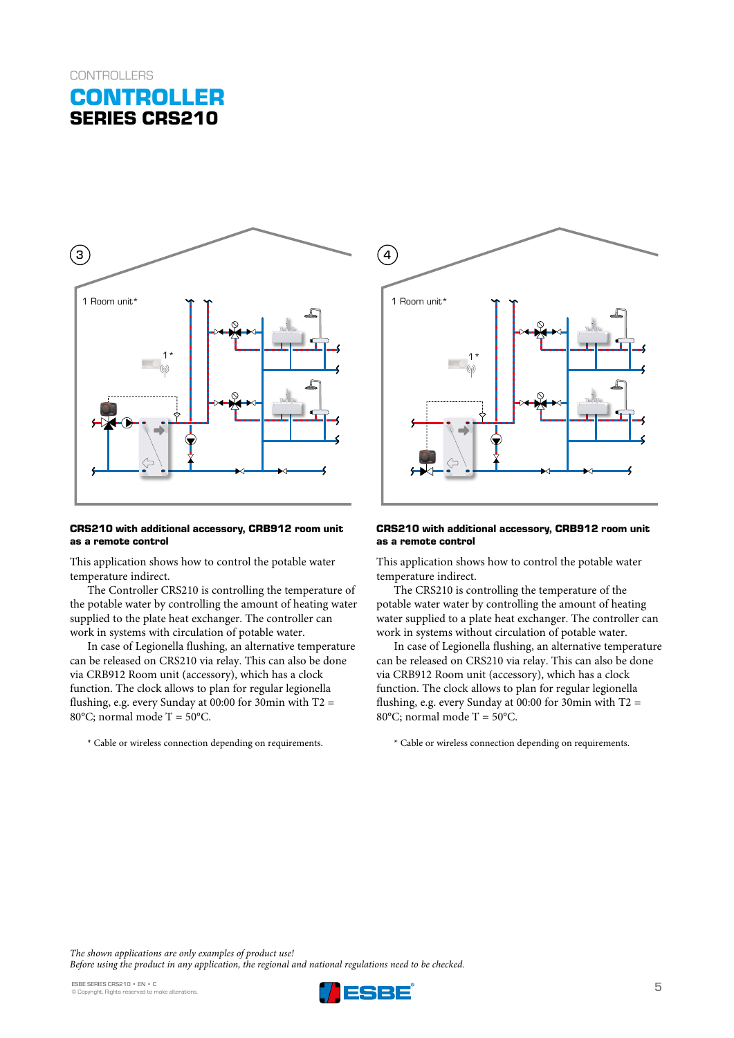CONTROLLERS

# CONTROLLER
## SERIES CRS210

3

1 Room unit*

1*

4

1 Room unit*

1*

**CRS210 with additional accessory, CRB912 room unit as a remote control**

This application shows how to control the potable water temperature indirect.

The Controller CRS210 is controlling the temperature of the potable water by controlling the amount of heating water supplied to the plate heat exchanger. The controller can work in systems with circulation of potable water.

In case of Legionella flushing, an alternative temperature can be released on CRS210 via relay. This can also be done via CRB912 Room unit (accessory), which has a clock function. The clock allows to plan for regular legionella flushing, e.g. every Sunday at 00:00 for 30min with T2 = 80°C; normal mode T = 50°C.

\* Cable or wireless connection depending on requirements.

**CRS210 with additional accessory, CRB912 room unit as a remote control**

This application shows how to control the potable water temperature indirect.

The CRS210 is controlling the temperature of the potable water water by controlling the amount of heating water supplied to a plate heat exchanger. The controller can work in systems without circulation of potable water.

In case of Legionella flushing, an alternative temperature can be released on CRS210 via relay. This can also be done via CRB912 Room unit (accessory), which has a clock function. The clock allows to plan for regular legionella flushing, e.g. every Sunday at 00:00 for 30min with T2 = 80°C; normal mode T = 50°C.

\* Cable or wireless connection depending on requirements.

*The shown applications are only examples of product use!*
*Before using the product in any application, the regional and national regulations need to be checked.*

ESBE SERIES CRS210 • EN • C
© Copyright. Rights reserved to make alterations.